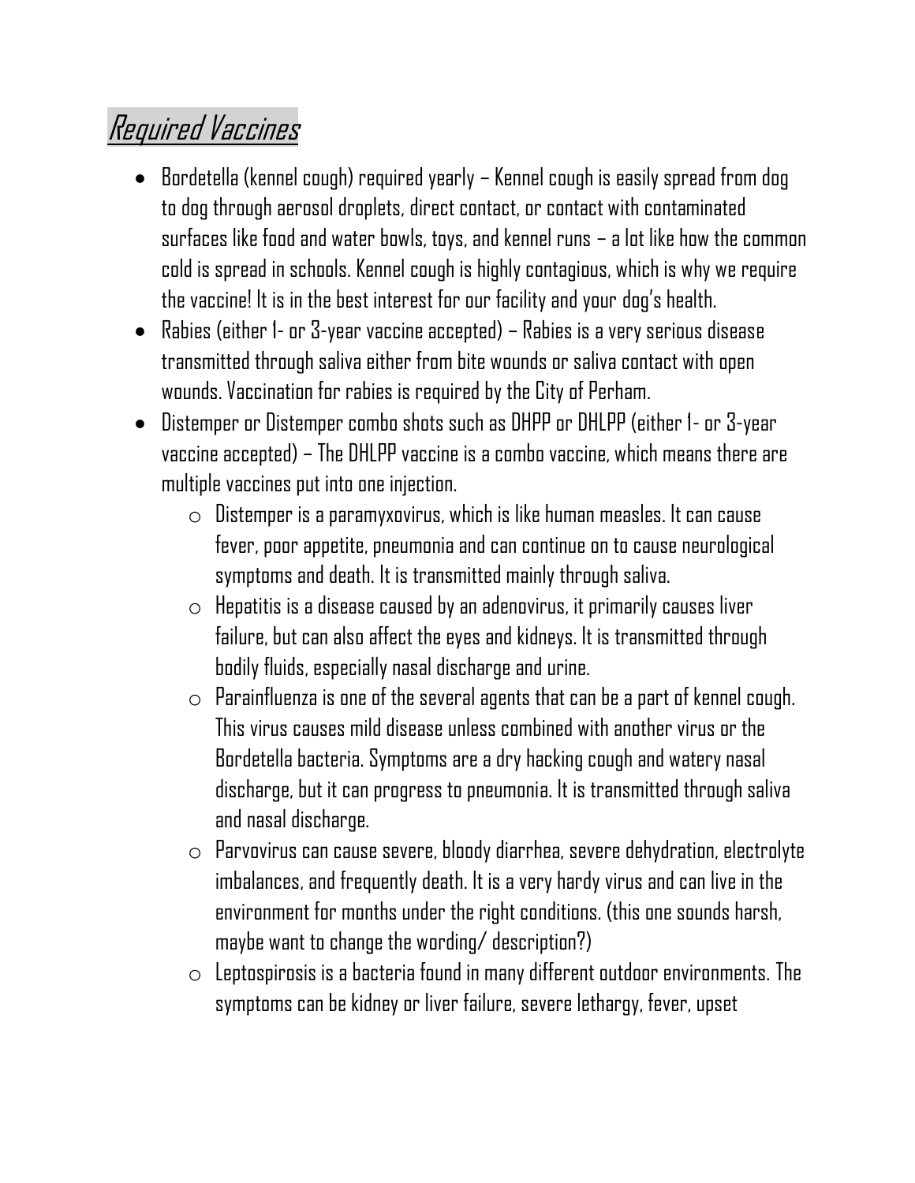## *Required Vaccines*

- Bordetella (kennel cough) required yearly – Kennel cough is easily spread from dog to dog through aerosol droplets, direct contact, or contact with contaminated surfaces like food and water bowls, toys, and kennel runs – a lot like how the common cold is spread in schools. Kennel cough is highly contagious, which is why we require the vaccine! It is in the best interest for our facility and your dog's health.
- Rabies (either 1- or 3-year vaccine accepted) – Rabies is a very serious disease transmitted through saliva either from bite wounds or saliva contact with open wounds. Vaccination for rabies is required by the City of Perham.
- Distemper or Distemper combo shots such as DHPP or DHLPP (either 1- or 3-year vaccine accepted) – The DHLPP vaccine is a combo vaccine, which means there are multiple vaccines put into one injection.
  - Distemper is a paramyxovirus, which is like human measles. It can cause fever, poor appetite, pneumonia and can continue on to cause neurological symptoms and death. It is transmitted mainly through saliva.
  - Hepatitis is a disease caused by an adenovirus, it primarily causes liver failure, but can also affect the eyes and kidneys. It is transmitted through bodily fluids, especially nasal discharge and urine.
  - Parainfluenza is one of the several agents that can be a part of kennel cough. This virus causes mild disease unless combined with another virus or the Bordetella bacteria. Symptoms are a dry hacking cough and watery nasal discharge, but it can progress to pneumonia. It is transmitted through saliva and nasal discharge.
  - Parvovirus can cause severe, bloody diarrhea, severe dehydration, electrolyte imbalances, and frequently death. It is a very hardy virus and can live in the environment for months under the right conditions. (this one sounds harsh, maybe want to change the wording/ description?)
  - Leptospirosis is a bacteria found in many different outdoor environments. The symptoms can be kidney or liver failure, severe lethargy, fever, upset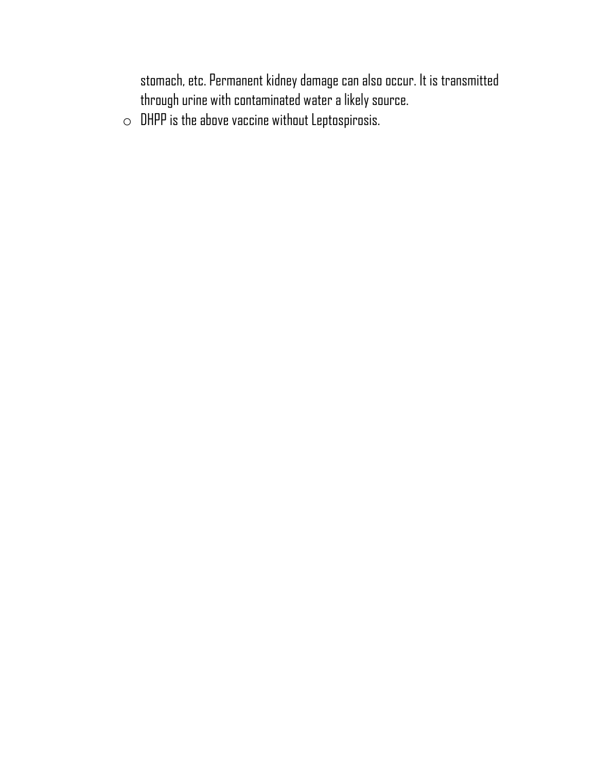stomach, etc. Permanent kidney damage can also occur. It is transmitted through urine with contaminated water a likely source.

- DHPP is the above vaccine without Leptospirosis.